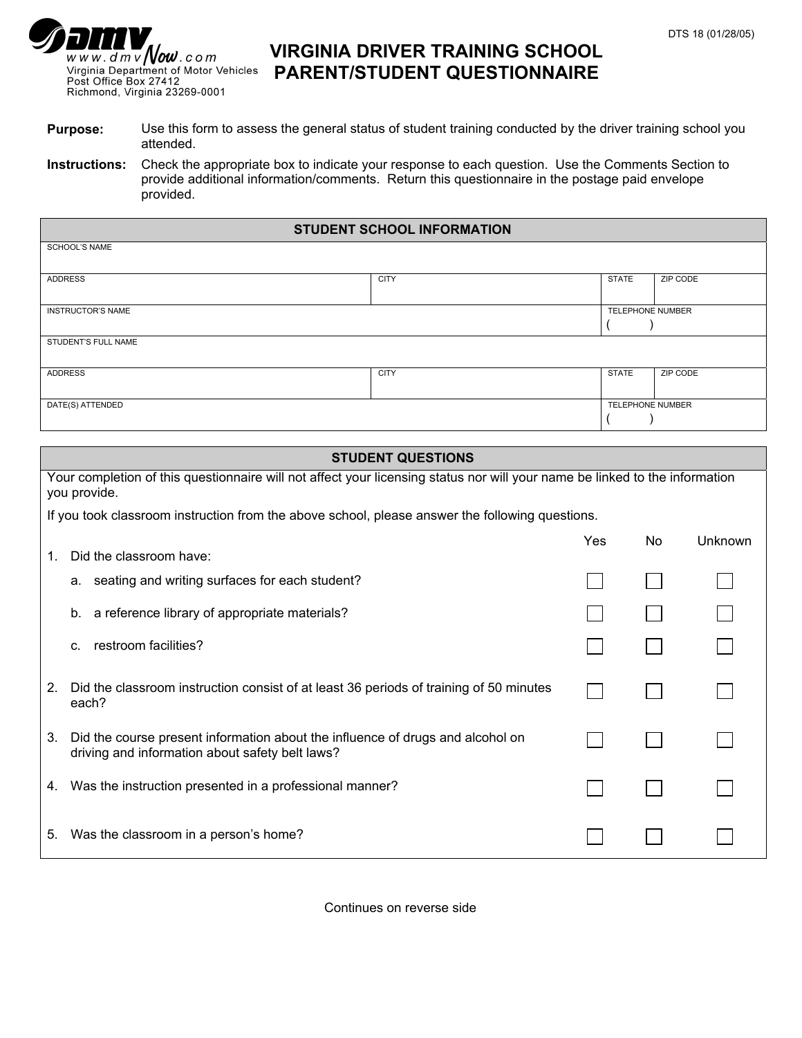DTS 18 (01/28/05)

www.dmvNow.com
Virginia Department of Motor Vehicles
Post Office Box 27412
Richmond, Virginia 23269-0001

# VIRGINIA DRIVER TRAINING SCHOOL PARENT/STUDENT QUESTIONNAIRE

**Purpose:** Use this form to assess the general status of student training conducted by the driver training school you attended.

**Instructions:** Check the appropriate box to indicate your response to each question. Use the Comments Section to provide additional information/comments. Return this questionnaire in the postage paid envelope provided.

## STUDENT SCHOOL INFORMATION

| | | | |
|---|---|---|---|
| SCHOOL'S NAME | | | |
| ADDRESS | CITY | STATE | ZIP CODE |
| INSTRUCTOR'S NAME | | TELEPHONE NUMBER ( ) | |
| STUDENT'S FULL NAME | | | |
| ADDRESS | CITY | STATE | ZIP CODE |
| DATE(S) ATTENDED | | TELEPHONE NUMBER ( ) | |

## STUDENT QUESTIONS

Your completion of this questionnaire will not affect your licensing status nor will your name be linked to the information you provide.

If you took classroom instruction from the above school, please answer the following questions.

| | Yes | No | Unknown |
|---|---|---|---|
| 1. Did the classroom have: | | | |
| a. seating and writing surfaces for each student? | ☐ | ☐ | ☐ |
| b. a reference library of appropriate materials? | ☐ | ☐ | ☐ |
| c. restroom facilities? | ☐ | ☐ | ☐ |
| 2. Did the classroom instruction consist of at least 36 periods of training of 50 minutes each? | ☐ | ☐ | ☐ |
| 3. Did the course present information about the influence of drugs and alcohol on driving and information about safety belt laws? | ☐ | ☐ | ☐ |
| 4. Was the instruction presented in a professional manner? | ☐ | ☐ | ☐ |
| 5. Was the classroom in a person's home? | ☐ | ☐ | ☐ |

Continues on reverse side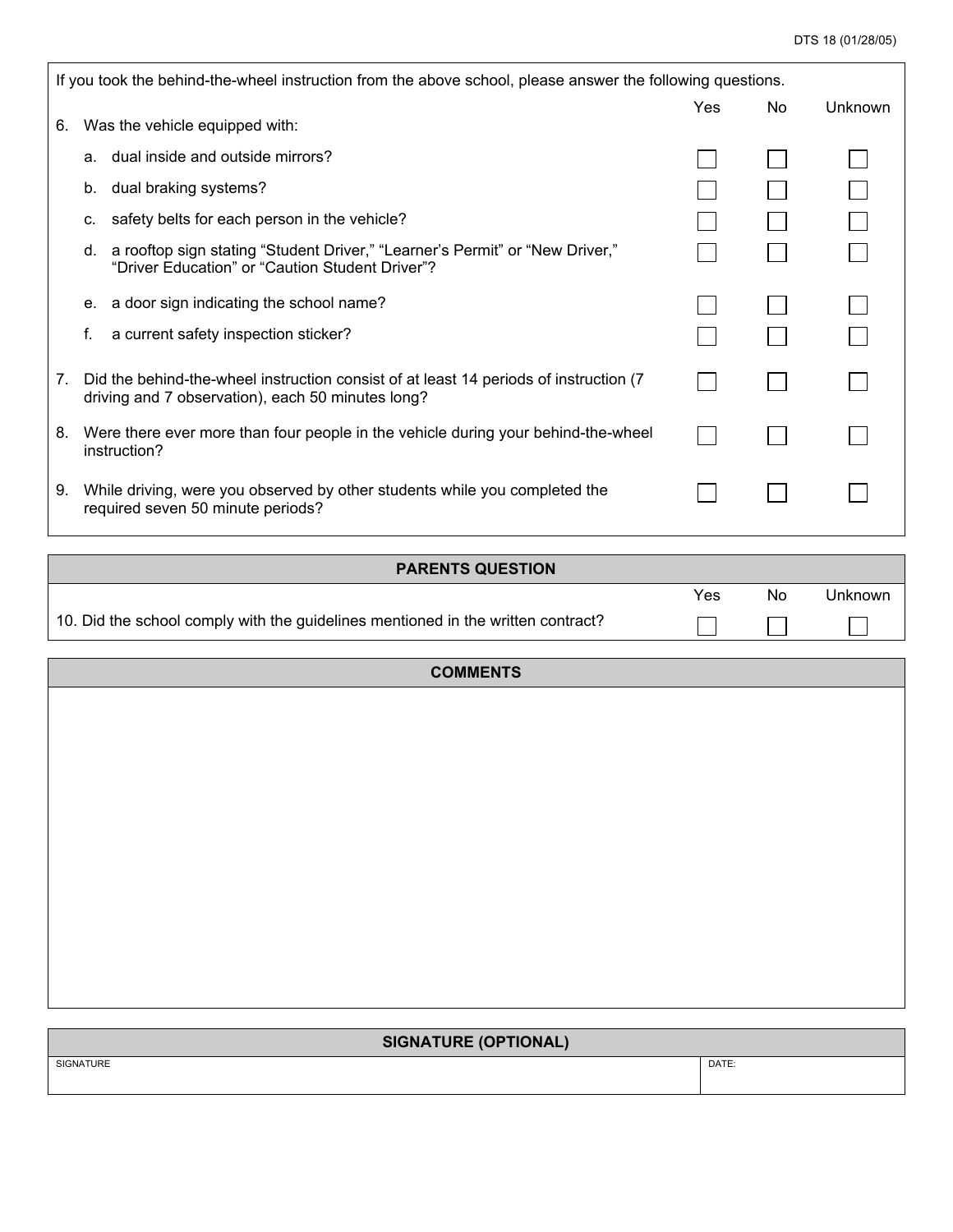DTS 18 (01/28/05)

If you took the behind-the-wheel instruction from the above school, please answer the following questions.

| | Yes | No | Unknown |
|---|---|---|---|
| 6. Was the vehicle equipped with: | | | |
| a. dual inside and outside mirrors? | ☐ | ☐ | ☐ |
| b. dual braking systems? | ☐ | ☐ | ☐ |
| c. safety belts for each person in the vehicle? | ☐ | ☐ | ☐ |
| d. a rooftop sign stating "Student Driver," "Learner's Permit" or "New Driver," "Driver Education" or "Caution Student Driver"? | ☐ | ☐ | ☐ |
| e. a door sign indicating the school name? | ☐ | ☐ | ☐ |
| f. a current safety inspection sticker? | ☐ | ☐ | ☐ |
| 7. Did the behind-the-wheel instruction consist of at least 14 periods of instruction (7 driving and 7 observation), each 50 minutes long? | ☐ | ☐ | ☐ |
| 8. Were there ever more than four people in the vehicle during your behind-the-wheel instruction? | ☐ | ☐ | ☐ |
| 9. While driving, were you observed by other students while you completed the required seven 50 minute periods? | ☐ | ☐ | ☐ |

## PARENTS QUESTION

| | Yes | No | Unknown |
|---|---|---|---|
| 10. Did the school comply with the guidelines mentioned in the written contract? | ☐ | ☐ | ☐ |

## COMMENTS

## SIGNATURE (OPTIONAL)

| SIGNATURE | DATE: |
|---|---|
| | |